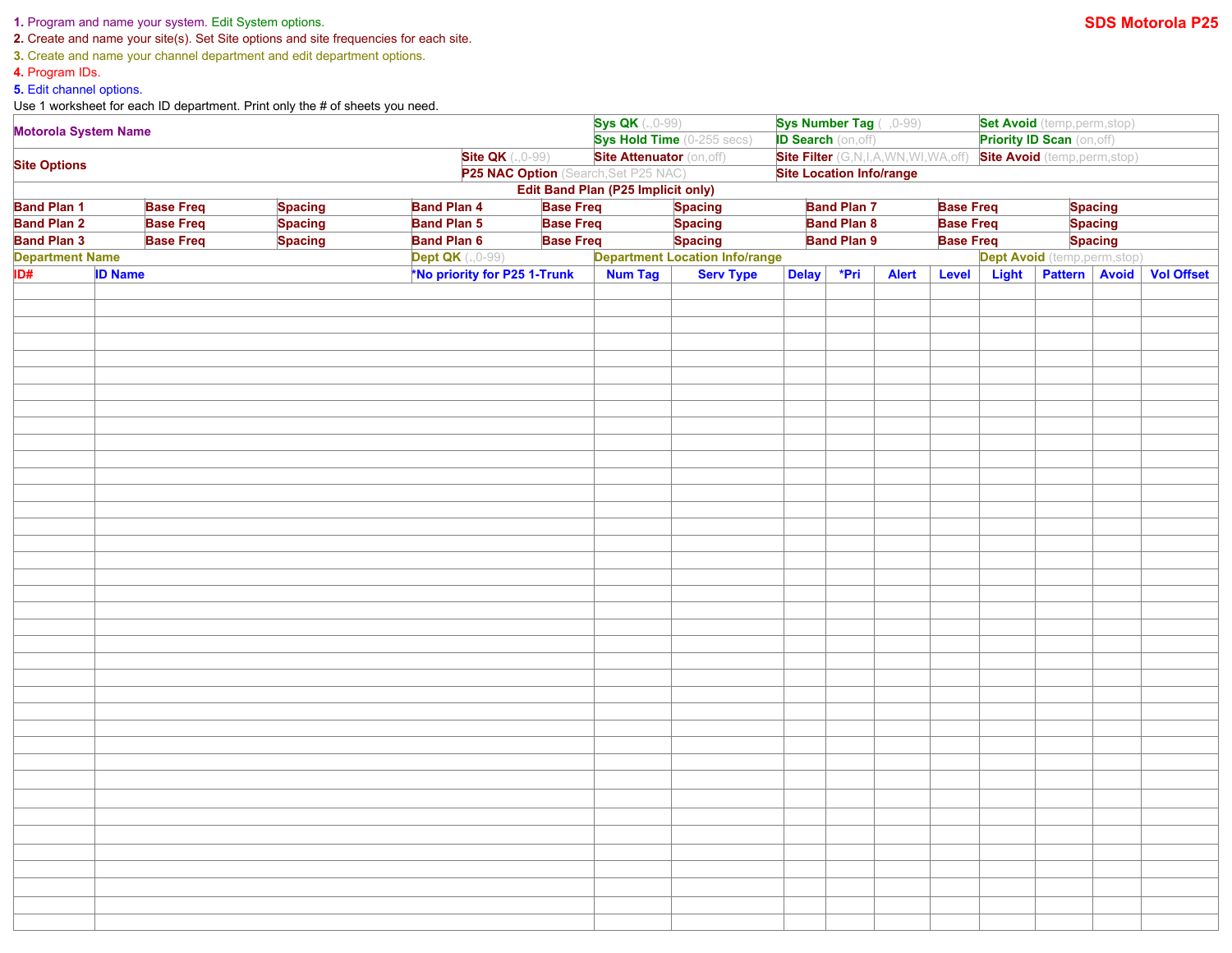**SDS Motorola P25**

1. Program and name your system. Edit System options.
2. Create and name your site(s). Set Site options and site frequencies for each site.
3. Create and name your channel department and edit department options.
4. Program IDs.
5. Edit channel options.

Use 1 worksheet for each ID department. Print only the # of sheets you need.

| **Motorola System Name** | | | | **Sys QK** (.,0-99) | | **Sys Number Tag** ( ,0-99) | | | **Set Avoid** (temp,perm,stop) | | | |
|---|---|---|---|---|---|---|---|---|---|---|---|---|
| | | | | **Sys Hold Time** (0-255 secs) | | **ID Search** (on,off) | | | **Priority ID Scan** (on,off) | | | |
| **Site Options** | | | **Site QK** (.,0-99) | **Site Attenuator** (on,off) | | **Site Filter** (G,N,I,A,WN,WI,WA,off) | | | **Site Avoid** (temp,perm,stop) | | | |
| | | | **P25 NAC Option** (Search,Set P25 NAC) | | | **Site Location Info/range** | | | | | | |
| **Edit Band Plan (P25 Implicit only)** | | | | | | | | | | | | |
| **Band Plan 1** | **Base Freq** | **Spacing** | **Band Plan 4** | **Base Freq** | **Spacing** | **Band Plan 7** | **Base Freq** | | **Spacing** | | | |
| **Band Plan 2** | **Base Freq** | **Spacing** | **Band Plan 5** | **Base Freq** | **Spacing** | **Band Plan 8** | **Base Freq** | | **Spacing** | | | |
| **Band Plan 3** | **Base Freq** | **Spacing** | **Band Plan 6** | **Base Freq** | **Spacing** | **Band Plan 9** | **Base Freq** | | **Spacing** | | | |
| **Department Name** | | | **Dept QK** (.,0-99) | **Department Location Info/range** | | | | | **Dept Avoid** (temp,perm,stop) | | | |

| ID# | ID Name *No priority for P25 1-Trunk | Num Tag | Serv Type | Delay | *Pri | Alert | Level | Light | Pattern | Avoid | Vol Offset |
|---|---|---|---|---|---|---|---|---|---|---|---|
| | | | | | | | | | | | |
| | | | | | | | | | | | |
| | | | | | | | | | | | |
| | | | | | | | | | | | |
| | | | | | | | | | | | |
| | | | | | | | | | | | |
| | | | | | | | | | | | |
| | | | | | | | | | | | |
| | | | | | | | | | | | |
| | | | | | | | | | | | |
| | | | | | | | | | | | |
| | | | | | | | | | | | |
| | | | | | | | | | | | |
| | | | | | | | | | | | |
| | | | | | | | | | | | |
| | | | | | | | | | | | |
| | | | | | | | | | | | |
| | | | | | | | | | | | |
| | | | | | | | | | | | |
| | | | | | | | | | | | |
| | | | | | | | | | | | |
| | | | | | | | | | | | |
| | | | | | | | | | | | |
| | | | | | | | | | | | |
| | | | | | | | | | | | |
| | | | | | | | | | | | |
| | | | | | | | | | | | |
| | | | | | | | | | | | |
| | | | | | | | | | | | |
| | | | | | | | | | | | |
| | | | | | | | | | | | |
| | | | | | | | | | | | |
| | | | | | | | | | | | |
| | | | | | | | | | | | |
| | | | | | | | | | | | |
| | | | | | | | | | | | |
| | | | | | | | | | | | |
| | | | | | | | | | | | |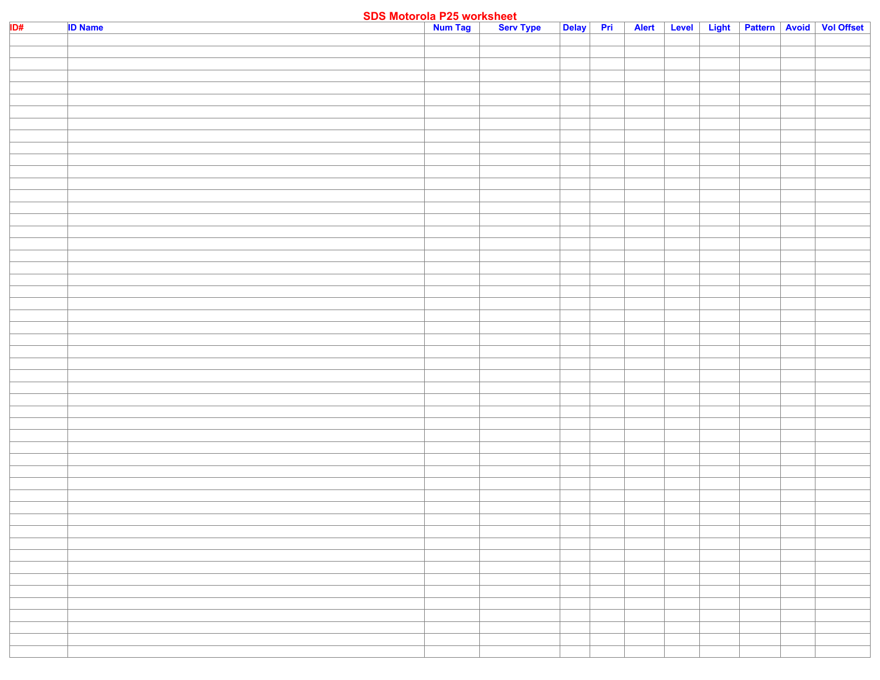# SDS Motorola P25 worksheet

| ID# | ID Name | Num Tag | Serv Type | Delay | Pri | Alert | Level | Light | Pattern | Avoid | Vol Offset |
|---|---|---|---|---|---|---|---|---|---|---|---|
| | | | | | | | | | | | |
| | | | | | | | | | | | |
| | | | | | | | | | | | |
| | | | | | | | | | | | |
| | | | | | | | | | | | |
| | | | | | | | | | | | |
| | | | | | | | | | | | |
| | | | | | | | | | | | |
| | | | | | | | | | | | |
| | | | | | | | | | | | |
| | | | | | | | | | | | |
| | | | | | | | | | | | |
| | | | | | | | | | | | |
| | | | | | | | | | | | |
| | | | | | | | | | | | |
| | | | | | | | | | | | |
| | | | | | | | | | | | |
| | | | | | | | | | | | |
| | | | | | | | | | | | |
| | | | | | | | | | | | |
| | | | | | | | | | | | |
| | | | | | | | | | | | |
| | | | | | | | | | | | |
| | | | | | | | | | | | |
| | | | | | | | | | | | |
| | | | | | | | | | | | |
| | | | | | | | | | | | |
| | | | | | | | | | | | |
| | | | | | | | | | | | |
| | | | | | | | | | | | |
| | | | | | | | | | | | |
| | | | | | | | | | | | |
| | | | | | | | | | | | |
| | | | | | | | | | | | |
| | | | | | | | | | | | |
| | | | | | | | | | | | |
| | | | | | | | | | | | |
| | | | | | | | | | | | |
| | | | | | | | | | | | |
| | | | | | | | | | | | |
| | | | | | | | | | | | |
| | | | | | | | | | | | |
| | | | | | | | | | | | |
| | | | | | | | | | | | |
| | | | | | | | | | | | |
| | | | | | | | | | | | |
| | | | | | | | | | | | |
| | | | | | | | | | | | |
| | | | | | | | | | | | |
| | | | | | | | | | | | |
| | | | | | | | | | | | |
| | | | | | | | | | | | |